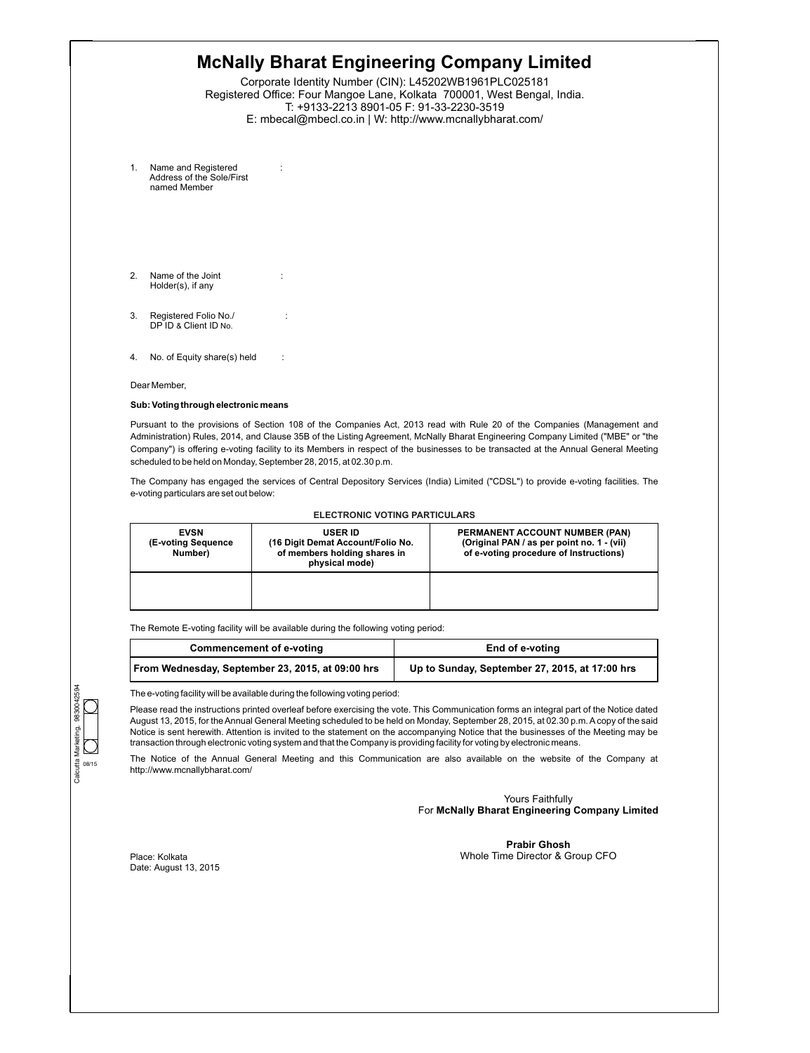# McNally Bharat Engineering Company Limited

Corporate Identity Number (CIN): L45202WB1961PLC025181
Registered Office: Four Mangoe Lane, Kolkata 700001, West Bengal, India.
T: +9133-2213 8901-05 F: 91-33-2230-3519
E: mbecal@mbecl.co.in | W: http://www.mcnallybharat.com/

1. Name and Registered Address of the Sole/First named Member :

2. Name of the Joint Holder(s), if any :

3. Registered Folio No./ DP ID & Client ID No. :

4. No. of Equity share(s) held :

Dear Member,

**Sub: Voting through electronic means**

Pursuant to the provisions of Section 108 of the Companies Act, 2013 read with Rule 20 of the Companies (Management and Administration) Rules, 2014, and Clause 35B of the Listing Agreement, McNally Bharat Engineering Company Limited ("MBE" or "the Company") is offering e-voting facility to its Members in respect of the businesses to be transacted at the Annual General Meeting scheduled to be held on Monday, September 28, 2015, at 02.30 p.m.

The Company has engaged the services of Central Depository Services (India) Limited ("CDSL") to provide e-voting facilities. The e-voting particulars are set out below:

**ELECTRONIC VOTING PARTICULARS**

| EVSN (E-voting Sequence Number) | USER ID (16 Digit Demat Account/Folio No. of members holding shares in physical mode) | PERMANENT ACCOUNT NUMBER (PAN) (Original PAN / as per point no. 1 - (vii) of e-voting procedure of Instructions) |
|---|---|---|
| | | |

The Remote E-voting facility will be available during the following voting period:

| Commencement of e-voting | End of e-voting |
|---|---|
| From Wednesday, September 23, 2015, at 09:00 hrs | Up to Sunday, September 27, 2015, at 17:00 hrs |

The e-voting facility will be available during the following voting period:

Please read the instructions printed overleaf before exercising the vote. This Communication forms an integral part of the Notice dated August 13, 2015, for the Annual General Meeting scheduled to be held on Monday, September 28, 2015, at 02.30 p.m. A copy of the said Notice is sent herewith. Attention is invited to the statement on the accompanying Notice that the businesses of the Meeting may be transaction through electronic voting system and that the Company is providing facility for voting by electronic means.

The Notice of the Annual General Meeting and this Communication are also available on the website of the Company at http://www.mcnallybharat.com/

Yours Faithfully
For **McNally Bharat Engineering Company Limited**

**Prabir Ghosh**
Whole Time Director & Group CFO

Place: Kolkata
Date: August 13, 2015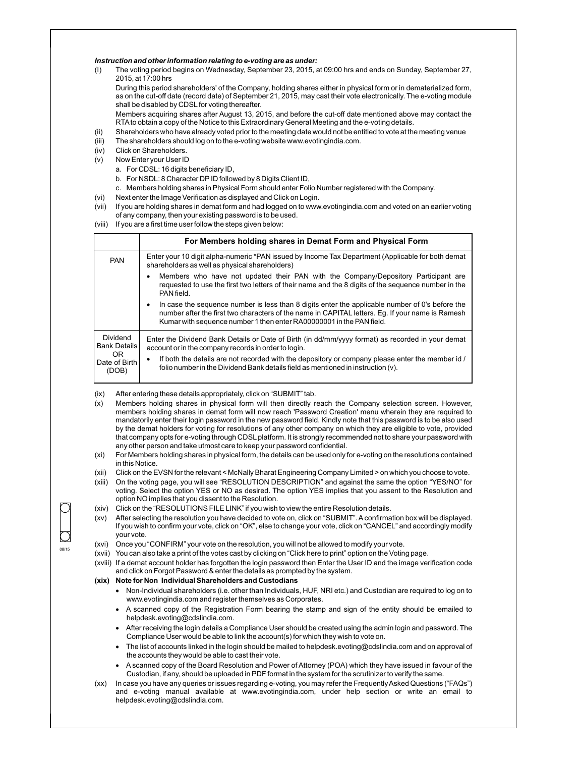***Instruction and other information relating to e-voting are as under:***

(I) The voting period begins on Wednesday, September 23, 2015, at 09:00 hrs and ends on Sunday, September 27, 2015, at 17:00 hrs

During this period shareholders' of the Company, holding shares either in physical form or in dematerialized form, as on the cut-off date (record date) of September 21, 2015, may cast their vote electronically. The e-voting module shall be disabled by CDSL for voting thereafter.

Members acquiring shares after August 13, 2015, and before the cut-off date mentioned above may contact the RTA to obtain a copy of the Notice to this Extraordinary General Meeting and the e-voting details.

(ii) Shareholders who have already voted prior to the meeting date would not be entitled to vote at the meeting venue

(iii) The shareholders should log on to the e-voting website www.evotingindia.com.

(iv) Click on Shareholders.

(v) Now Enter your User ID

a. For CDSL: 16 digits beneficiary ID,

b. For NSDL: 8 Character DP ID followed by 8 Digits Client ID,

c. Members holding shares in Physical Form should enter Folio Number registered with the Company.

(vi) Next enter the Image Verification as displayed and Click on Login.

(vii) If you are holding shares in demat form and had logged on to www.evotingindia.com and voted on an earlier voting of any company, then your existing password is to be used.

(viii) If you are a first time user follow the steps given below:

| | For Members holding shares in Demat Form and Physical Form |
|---|---|
| PAN | Enter your 10 digit alpha-numeric *PAN issued by Income Tax Department (Applicable for both demat shareholders as well as physical shareholders)<br>• Members who have not updated their PAN with the Company/Depository Participant are requested to use the first two letters of their name and the 8 digits of the sequence number in the PAN field.<br>• In case the sequence number is less than 8 digits enter the applicable number of 0's before the number after the first two characters of the name in CAPITAL letters. Eg. If your name is Ramesh Kumar with sequence number 1 then enter RA00000001 in the PAN field. |
| Dividend Bank Details OR Date of Birth (DOB) | Enter the Dividend Bank Details or Date of Birth (in dd/mm/yyyy format) as recorded in your demat account or in the company records in order to login.<br>• If both the details are not recorded with the depository or company please enter the member id / folio number in the Dividend Bank details field as mentioned in instruction (v). |

(ix) After entering these details appropriately, click on "SUBMIT" tab.

(x) Members holding shares in physical form will then directly reach the Company selection screen. However, members holding shares in demat form will now reach 'Password Creation' menu wherein they are required to mandatorily enter their login password in the new password field. Kindly note that this password is to be also used by the demat holders for voting for resolutions of any other company on which they are eligible to vote, provided that company opts for e-voting through CDSL platform. It is strongly recommended not to share your password with any other person and take utmost care to keep your password confidential.

(xi) For Members holding shares in physical form, the details can be used only for e-voting on the resolutions contained in this Notice.

(xii) Click on the EVSN for the relevant < McNally Bharat Engineering Company Limited > on which you choose to vote.

(xiii) On the voting page, you will see "RESOLUTION DESCRIPTION" and against the same the option "YES/NO" for voting. Select the option YES or NO as desired. The option YES implies that you assent to the Resolution and option NO implies that you dissent to the Resolution.

(xiv) Click on the "RESOLUTIONS FILE LINK" if you wish to view the entire Resolution details.

(xv) After selecting the resolution you have decided to vote on, click on "SUBMIT". A confirmation box will be displayed. If you wish to confirm your vote, click on "OK", else to change your vote, click on "CANCEL" and accordingly modify your vote.

(xvi) Once you "CONFIRM" your vote on the resolution, you will not be allowed to modify your vote.

(xvii) You can also take a print of the votes cast by clicking on "Click here to print" option on the Voting page.

(xviii) If a demat account holder has forgotten the login password then Enter the User ID and the image verification code and click on Forgot Password & enter the details as prompted by the system.

**(xix) Note for Non Individual Shareholders and Custodians**

- Non-Individual shareholders (i.e. other than Individuals, HUF, NRI etc.) and Custodian are required to log on to www.evotingindia.com and register themselves as Corporates.
- A scanned copy of the Registration Form bearing the stamp and sign of the entity should be emailed to helpdesk.evoting@cdslindia.com.
- After receiving the login details a Compliance User should be created using the admin login and password. The Compliance User would be able to link the account(s) for which they wish to vote on.
- The list of accounts linked in the login should be mailed to helpdesk.evoting@cdslindia.com and on approval of the accounts they would be able to cast their vote.
- A scanned copy of the Board Resolution and Power of Attorney (POA) which they have issued in favour of the Custodian, if any, should be uploaded in PDF format in the system for the scrutinizer to verify the same.

(xx) In case you have any queries or issues regarding e-voting, you may refer the Frequently Asked Questions ("FAQs") and e-voting manual available at www.evotingindia.com, under help section or write an email to helpdesk.evoting@cdslindia.com.